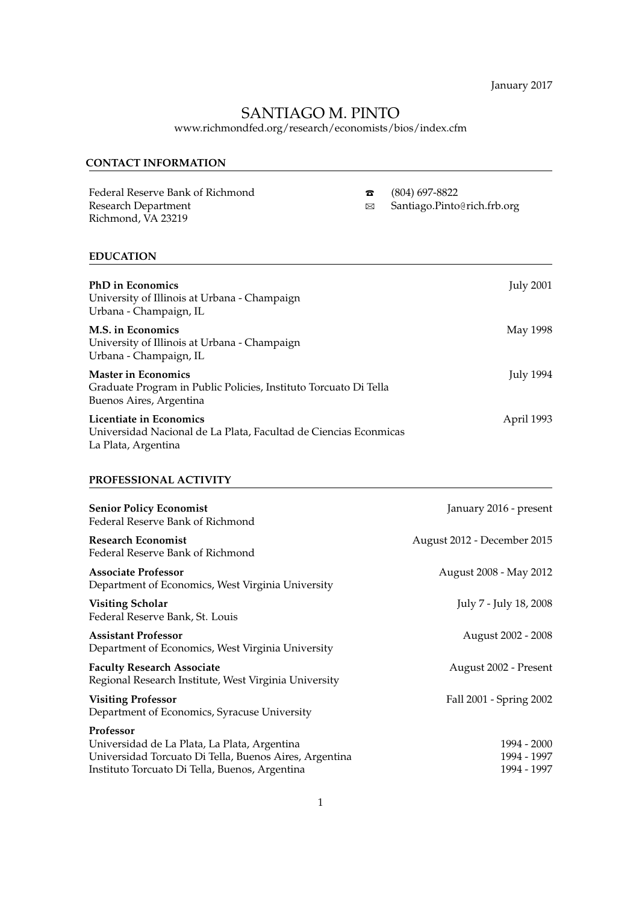January 2017

# SANTIAGO M. PINTO

www.richmondfed.org/research/economists/bios/index.cfm

## CONTACT INFORMATION

Federal Reserve Bank of Richmond
Research Department
Richmond, VA 23219

☎ (804) 697-8822
✉ Santiago.Pinto@rich.frb.org

## EDUCATION

**PhD in Economics** — July 2001
University of Illinois at Urbana - Champaign
Urbana - Champaign, IL

**M.S. in Economics** — May 1998
University of Illinois at Urbana - Champaign
Urbana - Champaign, IL

**Master in Economics** — July 1994
Graduate Program in Public Policies, Instituto Torcuato Di Tella
Buenos Aires, Argentina

**Licentiate in Economics** — April 1993
Universidad Nacional de La Plata, Facultad de Ciencias Econmicas
La Plata, Argentina

## PROFESSIONAL ACTIVITY

**Senior Policy Economist** — January 2016 - present
Federal Reserve Bank of Richmond

**Research Economist** — August 2012 - December 2015
Federal Reserve Bank of Richmond

**Associate Professor** — August 2008 - May 2012
Department of Economics, West Virginia University

**Visiting Scholar** — July 7 - July 18, 2008
Federal Reserve Bank, St. Louis

**Assistant Professor** — August 2002 - 2008
Department of Economics, West Virginia University

**Faculty Research Associate** — August 2002 - Present
Regional Research Institute, West Virginia University

**Visiting Professor** — Fall 2001 - Spring 2002
Department of Economics, Syracuse University

**Professor**
Universidad de La Plata, La Plata, Argentina — 1994 - 2000
Universidad Torcuato Di Tella, Buenos Aires, Argentina — 1994 - 1997
Instituto Torcuato Di Tella, Buenos, Argentina — 1994 - 1997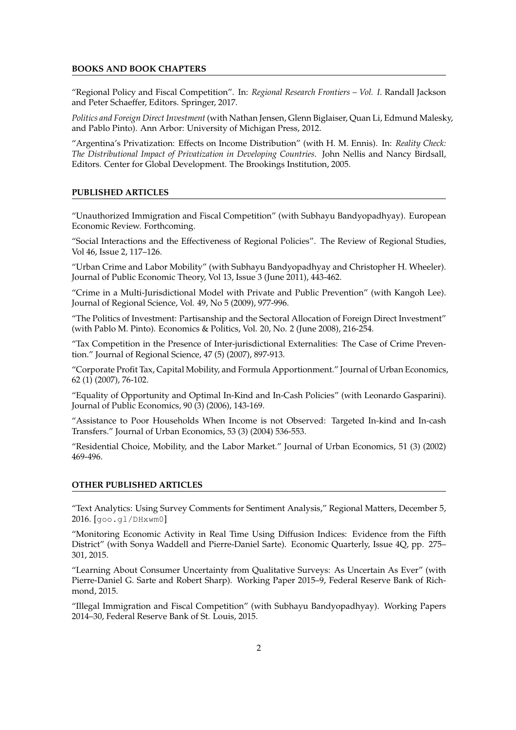## BOOKS AND BOOK CHAPTERS

"Regional Policy and Fiscal Competition". In: *Regional Research Frontiers – Vol. I*. Randall Jackson and Peter Schaeffer, Editors. Springer, 2017.

*Politics and Foreign Direct Investment* (with Nathan Jensen, Glenn Biglaiser, Quan Li, Edmund Malesky, and Pablo Pinto). Ann Arbor: University of Michigan Press, 2012.

"Argentina's Privatization: Effects on Income Distribution" (with H. M. Ennis). In: *Reality Check: The Distributional Impact of Privatization in Developing Countries*. John Nellis and Nancy Birdsall, Editors. Center for Global Development. The Brookings Institution, 2005.

## PUBLISHED ARTICLES

"Unauthorized Immigration and Fiscal Competition" (with Subhayu Bandyopadhyay). European Economic Review. Forthcoming.

"Social Interactions and the Effectiveness of Regional Policies". The Review of Regional Studies, Vol 46, Issue 2, 117–126.

"Urban Crime and Labor Mobility" (with Subhayu Bandyopadhyay and Christopher H. Wheeler). Journal of Public Economic Theory, Vol 13, Issue 3 (June 2011), 443-462.

"Crime in a Multi-Jurisdictional Model with Private and Public Prevention" (with Kangoh Lee). Journal of Regional Science, Vol. 49, No 5 (2009), 977-996.

"The Politics of Investment: Partisanship and the Sectoral Allocation of Foreign Direct Investment" (with Pablo M. Pinto). Economics & Politics, Vol. 20, No. 2 (June 2008), 216-254.

"Tax Competition in the Presence of Inter-jurisdictional Externalities: The Case of Crime Prevention." Journal of Regional Science, 47 (5) (2007), 897-913.

"Corporate Profit Tax, Capital Mobility, and Formula Apportionment." Journal of Urban Economics, 62 (1) (2007), 76-102.

"Equality of Opportunity and Optimal In-Kind and In-Cash Policies" (with Leonardo Gasparini). Journal of Public Economics, 90 (3) (2006), 143-169.

"Assistance to Poor Households When Income is not Observed: Targeted In-kind and In-cash Transfers." Journal of Urban Economics, 53 (3) (2004) 536-553.

"Residential Choice, Mobility, and the Labor Market." Journal of Urban Economics, 51 (3) (2002) 469-496.

## OTHER PUBLISHED ARTICLES

"Text Analytics: Using Survey Comments for Sentiment Analysis," Regional Matters, December 5, 2016. [goo.gl/DHxwm0]

"Monitoring Economic Activity in Real Time Using Diffusion Indices: Evidence from the Fifth District" (with Sonya Waddell and Pierre-Daniel Sarte). Economic Quarterly, Issue 4Q, pp. 275–301, 2015.

"Learning About Consumer Uncertainty from Qualitative Surveys: As Uncertain As Ever" (with Pierre-Daniel G. Sarte and Robert Sharp). Working Paper 2015–9, Federal Reserve Bank of Richmond, 2015.

"Illegal Immigration and Fiscal Competition" (with Subhayu Bandyopadhyay). Working Papers 2014–30, Federal Reserve Bank of St. Louis, 2015.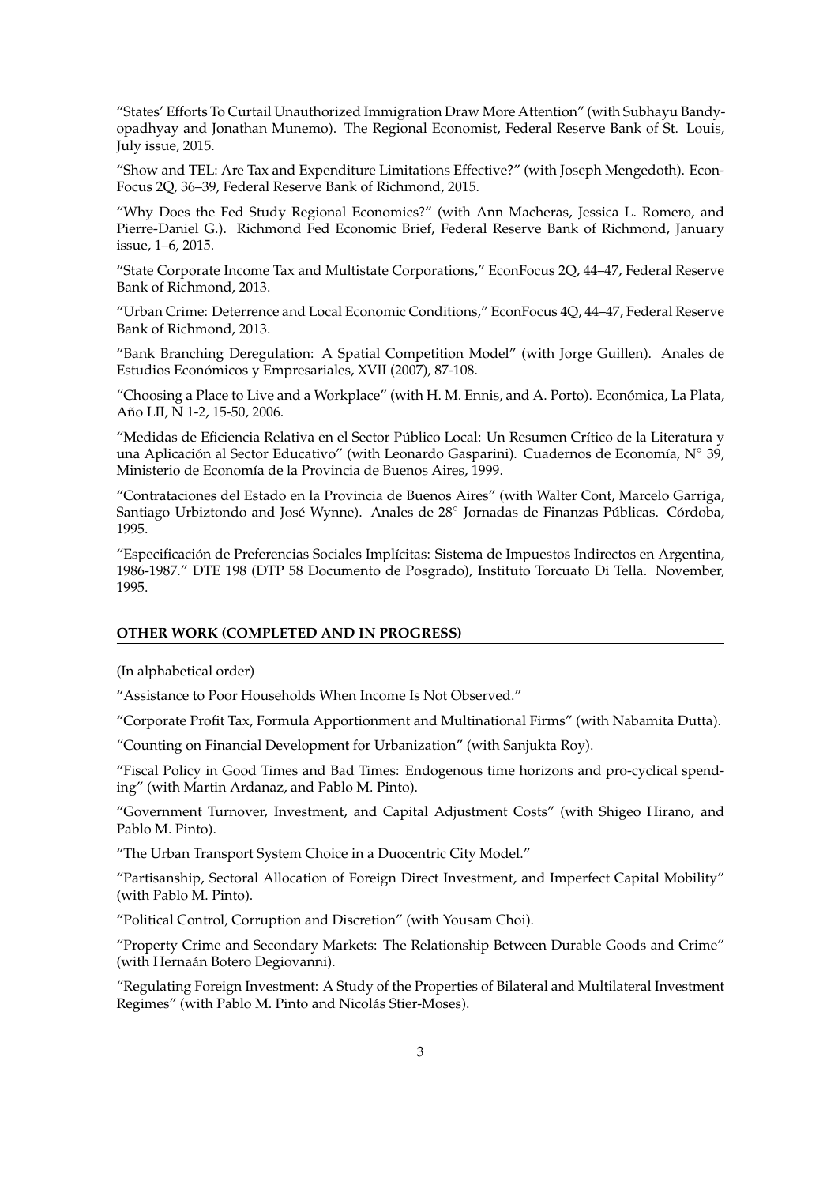"States' Efforts To Curtail Unauthorized Immigration Draw More Attention" (with Subhayu Bandyopadhyay and Jonathan Munemo). The Regional Economist, Federal Reserve Bank of St. Louis, July issue, 2015.

"Show and TEL: Are Tax and Expenditure Limitations Effective?" (with Joseph Mengedoth). EconFocus 2Q, 36–39, Federal Reserve Bank of Richmond, 2015.

"Why Does the Fed Study Regional Economics?" (with Ann Macheras, Jessica L. Romero, and Pierre-Daniel G.). Richmond Fed Economic Brief, Federal Reserve Bank of Richmond, January issue, 1–6, 2015.

"State Corporate Income Tax and Multistate Corporations," EconFocus 2Q, 44–47, Federal Reserve Bank of Richmond, 2013.

"Urban Crime: Deterrence and Local Economic Conditions," EconFocus 4Q, 44–47, Federal Reserve Bank of Richmond, 2013.

"Bank Branching Deregulation: A Spatial Competition Model" (with Jorge Guillen). Anales de Estudios Económicos y Empresariales, XVII (2007), 87-108.

"Choosing a Place to Live and a Workplace" (with H. M. Ennis, and A. Porto). Económica, La Plata, Año LII, N 1-2, 15-50, 2006.

"Medidas de Eficiencia Relativa en el Sector Público Local: Un Resumen Crítico de la Literatura y una Aplicación al Sector Educativo" (with Leonardo Gasparini). Cuadernos de Economía, N° 39, Ministerio de Economía de la Provincia de Buenos Aires, 1999.

"Contrataciones del Estado en la Provincia de Buenos Aires" (with Walter Cont, Marcelo Garriga, Santiago Urbiztondo and José Wynne). Anales de 28° Jornadas de Finanzas Públicas. Córdoba, 1995.

"Especificación de Preferencias Sociales Implícitas: Sistema de Impuestos Indirectos en Argentina, 1986-1987." DTE 198 (DTP 58 Documento de Posgrado), Instituto Torcuato Di Tella. November, 1995.

## OTHER WORK (COMPLETED AND IN PROGRESS)

(In alphabetical order)

"Assistance to Poor Households When Income Is Not Observed."

"Corporate Profit Tax, Formula Apportionment and Multinational Firms" (with Nabamita Dutta).

"Counting on Financial Development for Urbanization" (with Sanjukta Roy).

"Fiscal Policy in Good Times and Bad Times: Endogenous time horizons and pro-cyclical spending" (with Martin Ardanaz, and Pablo M. Pinto).

"Government Turnover, Investment, and Capital Adjustment Costs" (with Shigeo Hirano, and Pablo M. Pinto).

"The Urban Transport System Choice in a Duocentric City Model."

"Partisanship, Sectoral Allocation of Foreign Direct Investment, and Imperfect Capital Mobility" (with Pablo M. Pinto).

"Political Control, Corruption and Discretion" (with Yousam Choi).

"Property Crime and Secondary Markets: The Relationship Between Durable Goods and Crime" (with Hernaán Botero Degiovanni).

"Regulating Foreign Investment: A Study of the Properties of Bilateral and Multilateral Investment Regimes" (with Pablo M. Pinto and Nicolás Stier-Moses).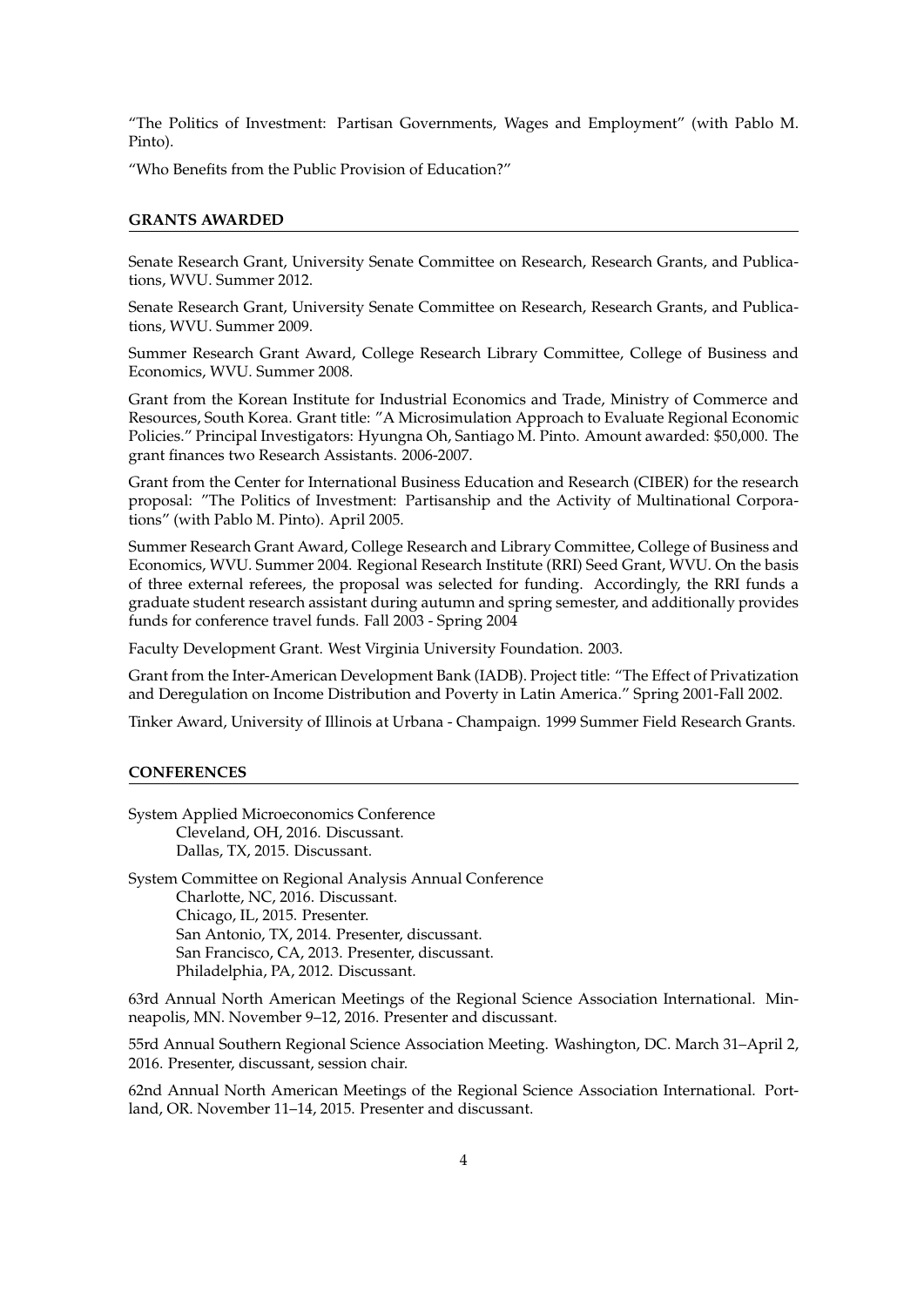"The Politics of Investment: Partisan Governments, Wages and Employment" (with Pablo M. Pinto).

"Who Benefits from the Public Provision of Education?"

## GRANTS AWARDED

Senate Research Grant, University Senate Committee on Research, Research Grants, and Publications, WVU. Summer 2012.

Senate Research Grant, University Senate Committee on Research, Research Grants, and Publications, WVU. Summer 2009.

Summer Research Grant Award, College Research Library Committee, College of Business and Economics, WVU. Summer 2008.

Grant from the Korean Institute for Industrial Economics and Trade, Ministry of Commerce and Resources, South Korea. Grant title: "A Microsimulation Approach to Evaluate Regional Economic Policies." Principal Investigators: Hyungna Oh, Santiago M. Pinto. Amount awarded: $50,000. The grant finances two Research Assistants. 2006-2007.

Grant from the Center for International Business Education and Research (CIBER) for the research proposal: "The Politics of Investment: Partisanship and the Activity of Multinational Corporations" (with Pablo M. Pinto). April 2005.

Summer Research Grant Award, College Research and Library Committee, College of Business and Economics, WVU. Summer 2004. Regional Research Institute (RRI) Seed Grant, WVU. On the basis of three external referees, the proposal was selected for funding. Accordingly, the RRI funds a graduate student research assistant during autumn and spring semester, and additionally provides funds for conference travel funds. Fall 2003 - Spring 2004

Faculty Development Grant. West Virginia University Foundation. 2003.

Grant from the Inter-American Development Bank (IADB). Project title: "The Effect of Privatization and Deregulation on Income Distribution and Poverty in Latin America." Spring 2001-Fall 2002.

Tinker Award, University of Illinois at Urbana - Champaign. 1999 Summer Field Research Grants.

## CONFERENCES

System Applied Microeconomics Conference
- Cleveland, OH, 2016. Discussant.
- Dallas, TX, 2015. Discussant.

System Committee on Regional Analysis Annual Conference
- Charlotte, NC, 2016. Discussant.
- Chicago, IL, 2015. Presenter.
- San Antonio, TX, 2014. Presenter, discussant.
- San Francisco, CA, 2013. Presenter, discussant.
- Philadelphia, PA, 2012. Discussant.

63rd Annual North American Meetings of the Regional Science Association International. Minneapolis, MN. November 9–12, 2016. Presenter and discussant.

55rd Annual Southern Regional Science Association Meeting. Washington, DC. March 31–April 2, 2016. Presenter, discussant, session chair.

62nd Annual North American Meetings of the Regional Science Association International. Portland, OR. November 11–14, 2015. Presenter and discussant.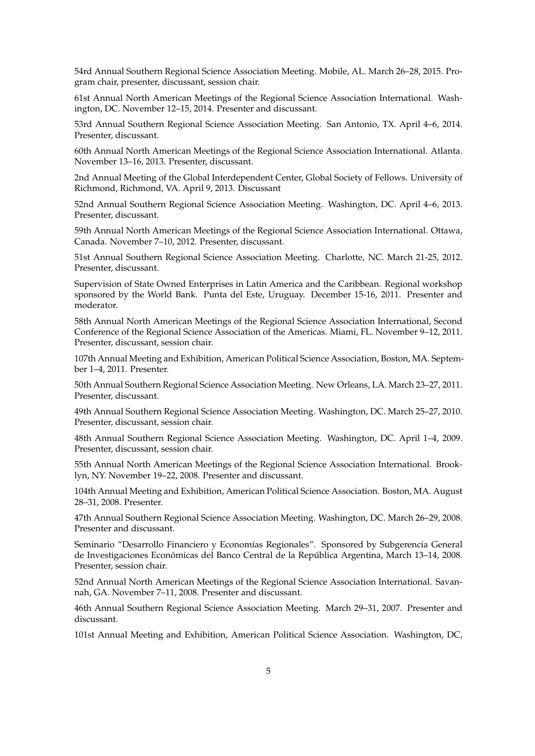54rd Annual Southern Regional Science Association Meeting. Mobile, AL. March 26–28, 2015. Program chair, presenter, discussant, session chair.

61st Annual North American Meetings of the Regional Science Association International. Washington, DC. November 12–15, 2014. Presenter and discussant.

53rd Annual Southern Regional Science Association Meeting. San Antonio, TX. April 4–6, 2014. Presenter, discussant.

60th Annual North American Meetings of the Regional Science Association International. Atlanta. November 13–16, 2013. Presenter, discussant.

2nd Annual Meeting of the Global Interdependent Center, Global Society of Fellows. University of Richmond, Richmond, VA. April 9, 2013. Discussant

52nd Annual Southern Regional Science Association Meeting. Washington, DC. April 4–6, 2013. Presenter, discussant.

59th Annual North American Meetings of the Regional Science Association International. Ottawa, Canada. November 7–10, 2012. Presenter, discussant.

51st Annual Southern Regional Science Association Meeting. Charlotte, NC. March 21-25, 2012. Presenter, discussant.

Supervision of State Owned Enterprises in Latin America and the Caribbean. Regional workshop sponsored by the World Bank. Punta del Este, Uruguay. December 15-16, 2011. Presenter and moderator.

58th Annual North American Meetings of the Regional Science Association International, Second Conference of the Regional Science Association of the Americas. Miami, FL. November 9–12, 2011. Presenter, discussant, session chair.

107th Annual Meeting and Exhibition, American Political Science Association, Boston, MA. September 1–4, 2011. Presenter.

50th Annual Southern Regional Science Association Meeting. New Orleans, LA. March 23–27, 2011. Presenter, discussant.

49th Annual Southern Regional Science Association Meeting. Washington, DC. March 25–27, 2010. Presenter, discussant, session chair.

48th Annual Southern Regional Science Association Meeting. Washington, DC. April 1–4, 2009. Presenter, discussant, session chair.

55th Annual North American Meetings of the Regional Science Association International. Brooklyn, NY. November 19–22, 2008. Presenter and discussant.

104th Annual Meeting and Exhibition, American Political Science Association. Boston, MA. August 28–31, 2008. Presenter.

47th Annual Southern Regional Science Association Meeting. Washington, DC. March 26–29, 2008. Presenter and discussant.

Seminario "Desarrollo Financiero y Economías Regionales". Sponsored by Subgerencia General de Investigaciones Económicas del Banco Central de la República Argentina, March 13–14, 2008. Presenter, session chair.

52nd Annual North American Meetings of the Regional Science Association International. Savannah, GA. November 7–11, 2008. Presenter and discussant.

46th Annual Southern Regional Science Association Meeting. March 29–31, 2007. Presenter and discussant.

101st Annual Meeting and Exhibition, American Political Science Association. Washington, DC,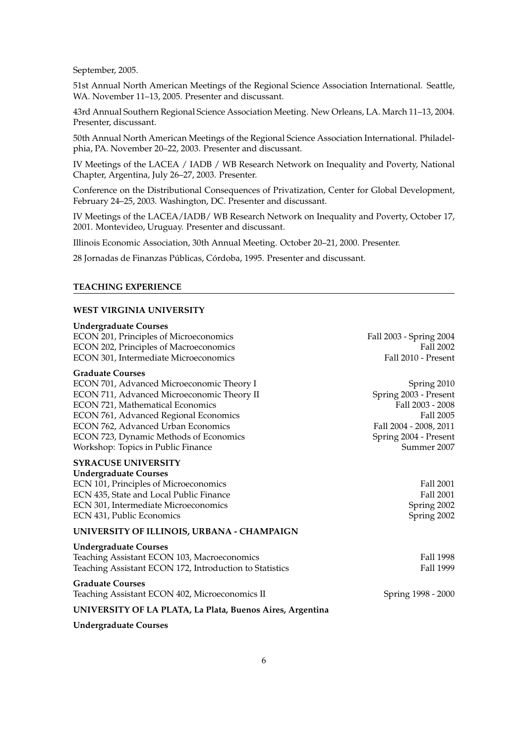September, 2005.

51st Annual North American Meetings of the Regional Science Association International. Seattle, WA. November 11–13, 2005. Presenter and discussant.

43rd Annual Southern Regional Science Association Meeting. New Orleans, LA. March 11–13, 2004. Presenter, discussant.

50th Annual North American Meetings of the Regional Science Association International. Philadelphia, PA. November 20–22, 2003. Presenter and discussant.

IV Meetings of the LACEA / IADB / WB Research Network on Inequality and Poverty, National Chapter, Argentina, July 26–27, 2003. Presenter.

Conference on the Distributional Consequences of Privatization, Center for Global Development, February 24–25, 2003. Washington, DC. Presenter and discussant.

IV Meetings of the LACEA/IADB/ WB Research Network on Inequality and Poverty, October 17, 2001. Montevideo, Uruguay. Presenter and discussant.

Illinois Economic Association, 30th Annual Meeting. October 20–21, 2000. Presenter.

28 Jornadas de Finanzas Públicas, Córdoba, 1995. Presenter and discussant.

## TEACHING EXPERIENCE

### WEST VIRGINIA UNIVERSITY

**Undergraduate Courses**

| | |
|---|---|
| ECON 201, Principles of Microeconomics | Fall 2003 - Spring 2004 |
| ECON 202, Principles of Macroeconomics | Fall 2002 |
| ECON 301, Intermediate Microeconomics | Fall 2010 - Present |

**Graduate Courses**

| | |
|---|---|
| ECON 701, Advanced Microeconomic Theory I | Spring 2010 |
| ECON 711, Advanced Microeconomic Theory II | Spring 2003 - Present |
| ECON 721, Mathematical Economics | Fall 2003 - 2008 |
| ECON 761, Advanced Regional Economics | Fall 2005 |
| ECON 762, Advanced Urban Economics | Fall 2004 - 2008, 2011 |
| ECON 723, Dynamic Methods of Economics | Spring 2004 - Present |
| Workshop: Topics in Public Finance | Summer 2007 |

### SYRACUSE UNIVERSITY

**Undergraduate Courses**

| | |
|---|---|
| ECN 101, Principles of Microeconomics | Fall 2001 |
| ECN 435, State and Local Public Finance | Fall 2001 |
| ECN 301, Intermediate Microeconomics | Spring 2002 |
| ECN 431, Public Economics | Spring 2002 |

### UNIVERSITY OF ILLINOIS, URBANA - CHAMPAIGN

**Undergraduate Courses**

| | |
|---|---|
| Teaching Assistant ECON 103, Macroeconomics | Fall 1998 |
| Teaching Assistant ECON 172, Introduction to Statistics | Fall 1999 |

**Graduate Courses**

| | |
|---|---|
| Teaching Assistant ECON 402, Microeconomics II | Spring 1998 - 2000 |

### UNIVERSITY OF LA PLATA, La Plata, Buenos Aires, Argentina

**Undergraduate Courses**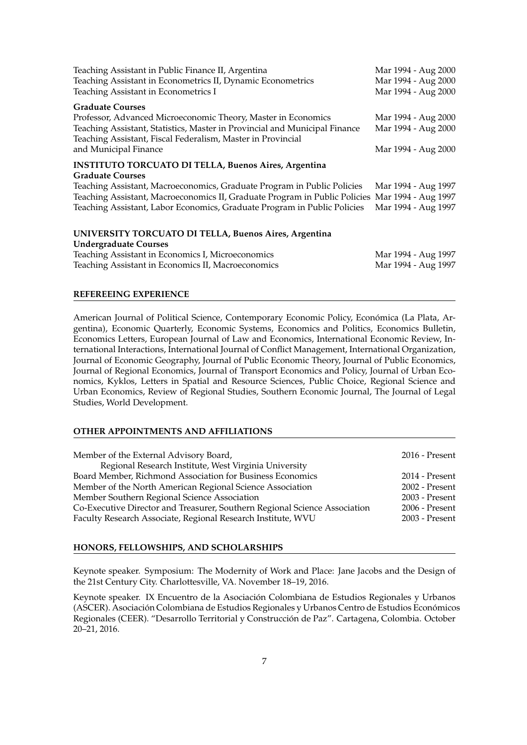Teaching Assistant in Public Finance II, Argentina — Mar 1994 - Aug 2000
Teaching Assistant in Econometrics II, Dynamic Econometrics — Mar 1994 - Aug 2000
Teaching Assistant in Econometrics I — Mar 1994 - Aug 2000

**Graduate Courses**

Professor, Advanced Microeconomic Theory, Master in Economics — Mar 1994 - Aug 2000
Teaching Assistant, Statistics, Master in Provincial and Municipal Finance — Mar 1994 - Aug 2000
Teaching Assistant, Fiscal Federalism, Master in Provincial and Municipal Finance — Mar 1994 - Aug 2000

**INSTITUTO TORCUATO DI TELLA, Buenos Aires, Argentina**
**Graduate Courses**

Teaching Assistant, Macroeconomics, Graduate Program in Public Policies — Mar 1994 - Aug 1997
Teaching Assistant, Macroeconomics II, Graduate Program in Public Policies — Mar 1994 - Aug 1997
Teaching Assistant, Labor Economics, Graduate Program in Public Policies — Mar 1994 - Aug 1997

**UNIVERSITY TORCUATO DI TELLA, Buenos Aires, Argentina**
**Undergraduate Courses**

Teaching Assistant in Economics I, Microeconomics — Mar 1994 - Aug 1997
Teaching Assistant in Economics II, Macroeconomics — Mar 1994 - Aug 1997

## REFEREEING EXPERIENCE

American Journal of Political Science, Contemporary Economic Policy, Económica (La Plata, Argentina), Economic Quarterly, Economic Systems, Economics and Politics, Economics Bulletin, Economics Letters, European Journal of Law and Economics, International Economic Review, International Interactions, International Journal of Conflict Management, International Organization, Journal of Economic Geography, Journal of Public Economic Theory, Journal of Public Economics, Journal of Regional Economics, Journal of Transport Economics and Policy, Journal of Urban Economics, Kyklos, Letters in Spatial and Resource Sciences, Public Choice, Regional Science and Urban Economics, Review of Regional Studies, Southern Economic Journal, The Journal of Legal Studies, World Development.

## OTHER APPOINTMENTS AND AFFILIATIONS

Member of the External Advisory Board, Regional Research Institute, West Virginia University — 2016 - Present
Board Member, Richmond Association for Business Economics — 2014 - Present
Member of the North American Regional Science Association — 2002 - Present
Member Southern Regional Science Association — 2003 - Present
Co-Executive Director and Treasurer, Southern Regional Science Association — 2006 - Present
Faculty Research Associate, Regional Research Institute, WVU — 2003 - Present

## HONORS, FELLOWSHIPS, AND SCHOLARSHIPS

Keynote speaker. Symposium: The Modernity of Work and Place: Jane Jacobs and the Design of the 21st Century City. Charlottesville, VA. November 18–19, 2016.

Keynote speaker. IX Encuentro de la Asociación Colombiana de Estudios Regionales y Urbanos (ASCER). Asociación Colombiana de Estudios Regionales y Urbanos Centro de Estudios Económicos Regionales (CEER). "Desarrollo Territorial y Construcción de Paz". Cartagena, Colombia. October 20–21, 2016.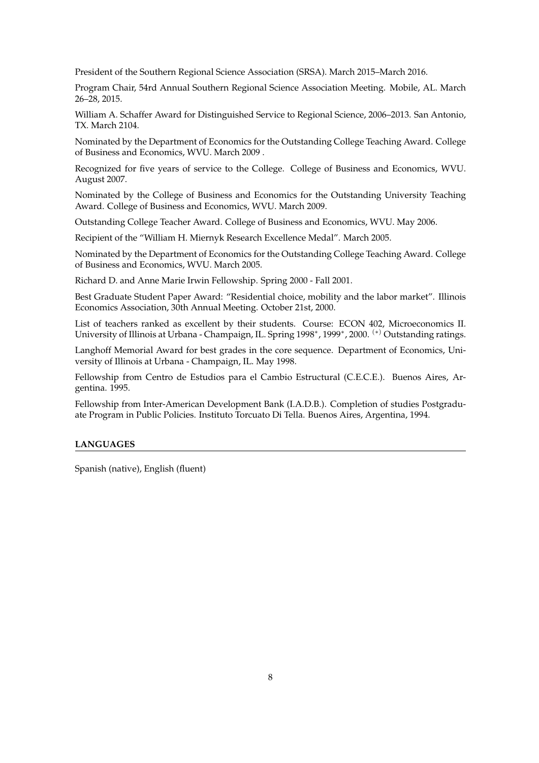President of the Southern Regional Science Association (SRSA). March 2015–March 2016.

Program Chair, 54rd Annual Southern Regional Science Association Meeting. Mobile, AL. March 26–28, 2015.

William A. Schaffer Award for Distinguished Service to Regional Science, 2006–2013. San Antonio, TX. March 2104.

Nominated by the Department of Economics for the Outstanding College Teaching Award. College of Business and Economics, WVU. March 2009 .

Recognized for five years of service to the College. College of Business and Economics, WVU. August 2007.

Nominated by the College of Business and Economics for the Outstanding University Teaching Award. College of Business and Economics, WVU. March 2009.

Outstanding College Teacher Award. College of Business and Economics, WVU. May 2006.

Recipient of the "William H. Miernyk Research Excellence Medal". March 2005.

Nominated by the Department of Economics for the Outstanding College Teaching Award. College of Business and Economics, WVU. March 2005.

Richard D. and Anne Marie Irwin Fellowship. Spring 2000 - Fall 2001.

Best Graduate Student Paper Award: "Residential choice, mobility and the labor market". Illinois Economics Association, 30th Annual Meeting. October 21st, 2000.

List of teachers ranked as excellent by their students. Course: ECON 402, Microeconomics II. University of Illinois at Urbana - Champaign, IL. Spring 1998*, 1999*, 2000. (*) Outstanding ratings.

Langhoff Memorial Award for best grades in the core sequence. Department of Economics, University of Illinois at Urbana - Champaign, IL. May 1998.

Fellowship from Centro de Estudios para el Cambio Estructural (C.E.C.E.). Buenos Aires, Argentina. 1995.

Fellowship from Inter-American Development Bank (I.A.D.B.). Completion of studies Postgraduate Program in Public Policies. Instituto Torcuato Di Tella. Buenos Aires, Argentina, 1994.

## LANGUAGES

Spanish (native), English (fluent)